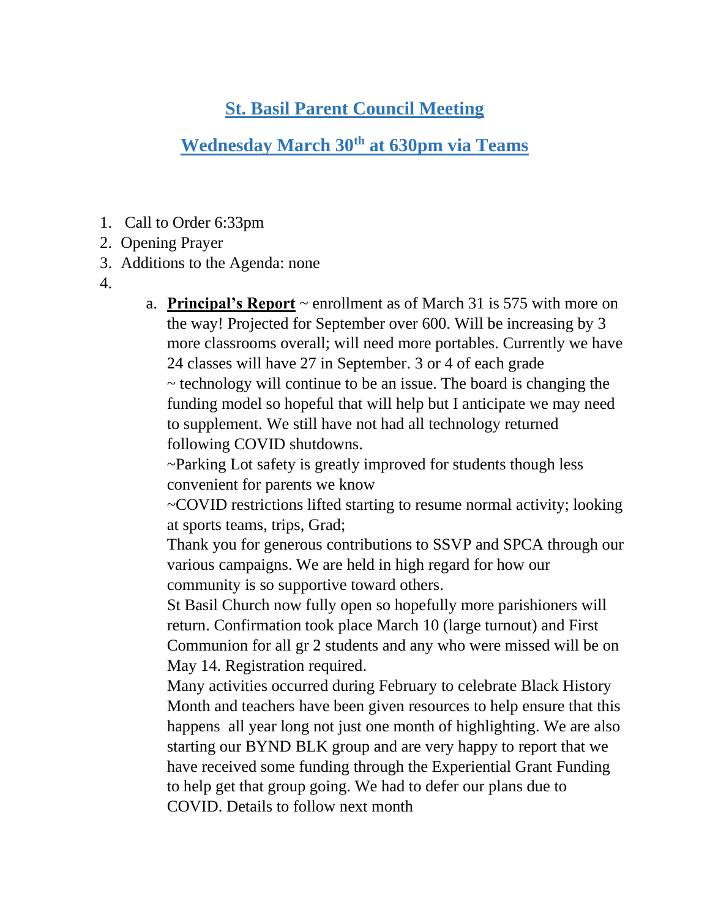# St. Basil Parent Council Meeting

## Wednesday March 30th at 630pm via Teams

1. Call to Order 6:33pm
2. Opening Prayer
3. Additions to the Agenda: none
4. 
   a. **Principal's Report** ~ enrollment as of March 31 is 575 with more on the way! Projected for September over 600. Will be increasing by 3 more classrooms overall; will need more portables. Currently we have 24 classes will have 27 in September. 3 or 4 of each grade
   ~ technology will continue to be an issue. The board is changing the funding model so hopeful that will help but I anticipate we may need to supplement. We still have not had all technology returned following COVID shutdowns.
   ~Parking Lot safety is greatly improved for students though less convenient for parents we know
   ~COVID restrictions lifted starting to resume normal activity; looking at sports teams, trips, Grad;
   Thank you for generous contributions to SSVP and SPCA through our various campaigns. We are held in high regard for how our community is so supportive toward others.
   St Basil Church now fully open so hopefully more parishioners will return. Confirmation took place March 10 (large turnout) and First Communion for all gr 2 students and any who were missed will be on May 14. Registration required.
   Many activities occurred during February to celebrate Black History Month and teachers have been given resources to help ensure that this happens all year long not just one month of highlighting. We are also starting our BYND BLK group and are very happy to report that we have received some funding through the Experiential Grant Funding to help get that group going. We had to defer our plans due to COVID. Details to follow next month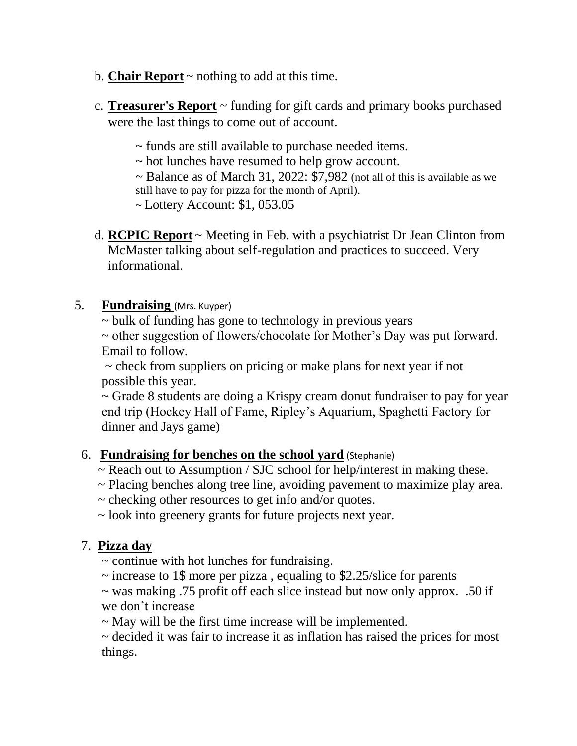b. **Chair Report** ~ nothing to add at this time.

c. **Treasurer's Report** ~ funding for gift cards and primary books purchased were the last things to come out of account.

~ funds are still available to purchase needed items.
~ hot lunches have resumed to help grow account.
~ Balance as of March 31, 2022: $7,982 (not all of this is available as we still have to pay for pizza for the month of April).
~ Lottery Account: $1, 053.05

d. **RCPIC Report** ~ Meeting in Feb. with a psychiatrist Dr Jean Clinton from McMaster talking about self-regulation and practices to succeed. Very informational.

5. **Fundraising** (Mrs. Kuyper)
~ bulk of funding has gone to technology in previous years
~ other suggestion of flowers/chocolate for Mother's Day was put forward. Email to follow.
~ check from suppliers on pricing or make plans for next year if not possible this year.
~ Grade 8 students are doing a Krispy cream donut fundraiser to pay for year end trip (Hockey Hall of Fame, Ripley's Aquarium, Spaghetti Factory for dinner and Jays game)

6. **Fundraising for benches on the school yard** (Stephanie)
~ Reach out to Assumption / SJC school for help/interest in making these.
~ Placing benches along tree line, avoiding pavement to maximize play area.
~ checking other resources to get info and/or quotes.
~ look into greenery grants for future projects next year.

7. **Pizza day**
~ continue with hot lunches for fundraising.
~ increase to 1$ more per pizza , equaling to $2.25/slice for parents
~ was making .75 profit off each slice instead but now only approx. .50 if we don't increase
~ May will be the first time increase will be implemented.
~ decided it was fair to increase it as inflation has raised the prices for most things.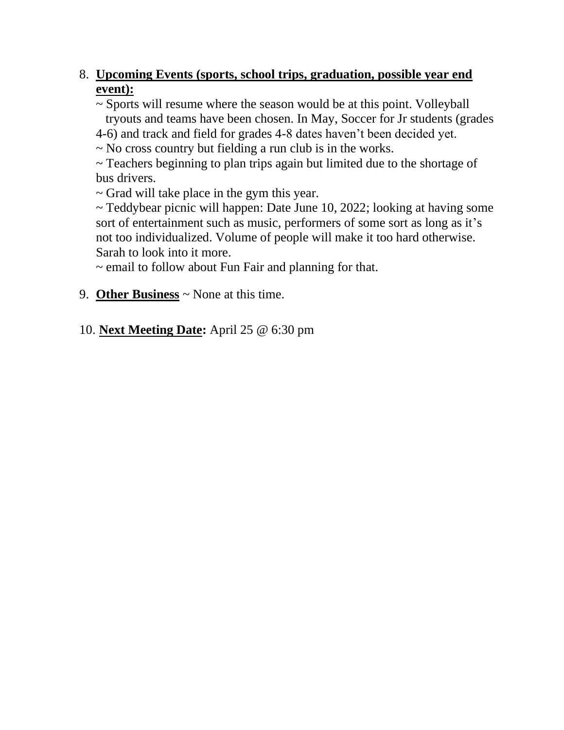8. **Upcoming Events (sports, school trips, graduation, possible year end event):**

   ~ Sports will resume where the season would be at this point. Volleyball tryouts and teams have been chosen. In May, Soccer for Jr students (grades 4-6) and track and field for grades 4-8 dates haven't been decided yet.

   ~ No cross country but fielding a run club is in the works.

   ~ Teachers beginning to plan trips again but limited due to the shortage of bus drivers.

   ~ Grad will take place in the gym this year.

   ~ Teddybear picnic will happen: Date June 10, 2022; looking at having some sort of entertainment such as music, performers of some sort as long as it's not too individualized. Volume of people will make it too hard otherwise. Sarah to look into it more.

   ~ email to follow about Fun Fair and planning for that.

9. **Other Business** ~ None at this time.

10. **Next Meeting Date:** April 25 @ 6:30 pm